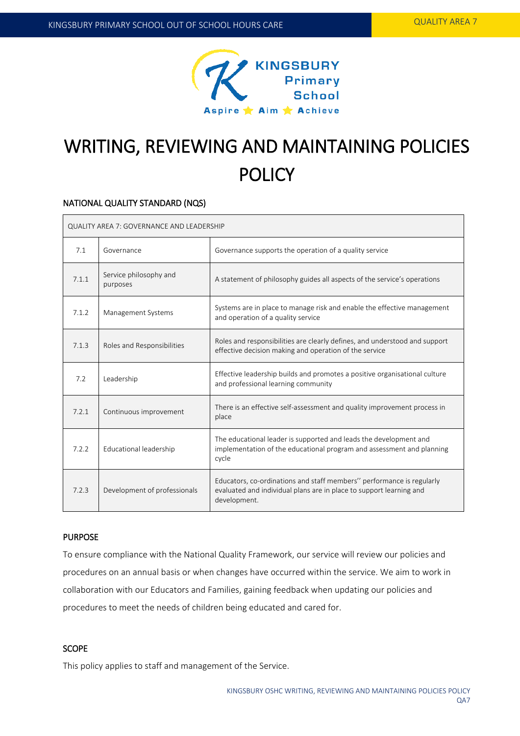# WRITING, REVIEWING AND MAINTAINING POLICIES POLICY

## NATIONAL QUALITY STANDARD (NQS)

| QUALITY AREA 7: GOVERNANCE AND LEADERSHIP | | |
|---|---|---|
| 7.1 | Governance | Governance supports the operation of a quality service |
| 7.1.1 | Service philosophy and purposes | A statement of philosophy guides all aspects of the service's operations |
| 7.1.2 | Management Systems | Systems are in place to manage risk and enable the effective management and operation of a quality service |
| 7.1.3 | Roles and Responsibilities | Roles and responsibilities are clearly defines, and understood and support effective decision making and operation of the service |
| 7.2 | Leadership | Effective leadership builds and promotes a positive organisational culture and professional learning community |
| 7.2.1 | Continuous improvement | There is an effective self-assessment and quality improvement process in place |
| 7.2.2 | Educational leadership | The educational leader is supported and leads the development and implementation of the educational program and assessment and planning cycle |
| 7.2.3 | Development of professionals | Educators, co-ordinations and staff members'' performance is regularly evaluated and individual plans are in place to support learning and development. |

## PURPOSE

To ensure compliance with the National Quality Framework, our service will review our policies and procedures on an annual basis or when changes have occurred within the service. We aim to work in collaboration with our Educators and Families, gaining feedback when updating our policies and procedures to meet the needs of children being educated and cared for.

## SCOPE

This policy applies to staff and management of the Service.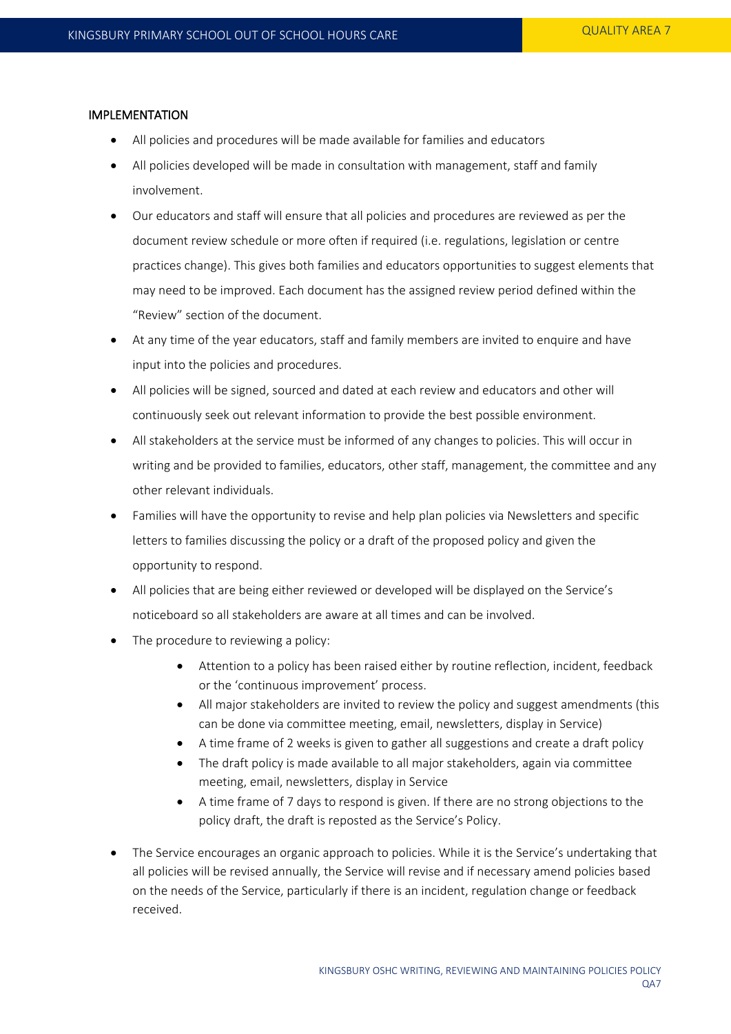## IMPLEMENTATION

- All policies and procedures will be made available for families and educators
- All policies developed will be made in consultation with management, staff and family involvement.
- Our educators and staff will ensure that all policies and procedures are reviewed as per the document review schedule or more often if required (i.e. regulations, legislation or centre practices change). This gives both families and educators opportunities to suggest elements that may need to be improved. Each document has the assigned review period defined within the "Review" section of the document.
- At any time of the year educators, staff and family members are invited to enquire and have input into the policies and procedures.
- All policies will be signed, sourced and dated at each review and educators and other will continuously seek out relevant information to provide the best possible environment.
- All stakeholders at the service must be informed of any changes to policies. This will occur in writing and be provided to families, educators, other staff, management, the committee and any other relevant individuals.
- Families will have the opportunity to revise and help plan policies via Newsletters and specific letters to families discussing the policy or a draft of the proposed policy and given the opportunity to respond.
- All policies that are being either reviewed or developed will be displayed on the Service's noticeboard so all stakeholders are aware at all times and can be involved.
- The procedure to reviewing a policy:
    - Attention to a policy has been raised either by routine reflection, incident, feedback or the 'continuous improvement' process.
    - All major stakeholders are invited to review the policy and suggest amendments (this can be done via committee meeting, email, newsletters, display in Service)
    - A time frame of 2 weeks is given to gather all suggestions and create a draft policy
    - The draft policy is made available to all major stakeholders, again via committee meeting, email, newsletters, display in Service
    - A time frame of 7 days to respond is given. If there are no strong objections to the policy draft, the draft is reposted as the Service's Policy.
- The Service encourages an organic approach to policies. While it is the Service's undertaking that all policies will be revised annually, the Service will revise and if necessary amend policies based on the needs of the Service, particularly if there is an incident, regulation change or feedback received.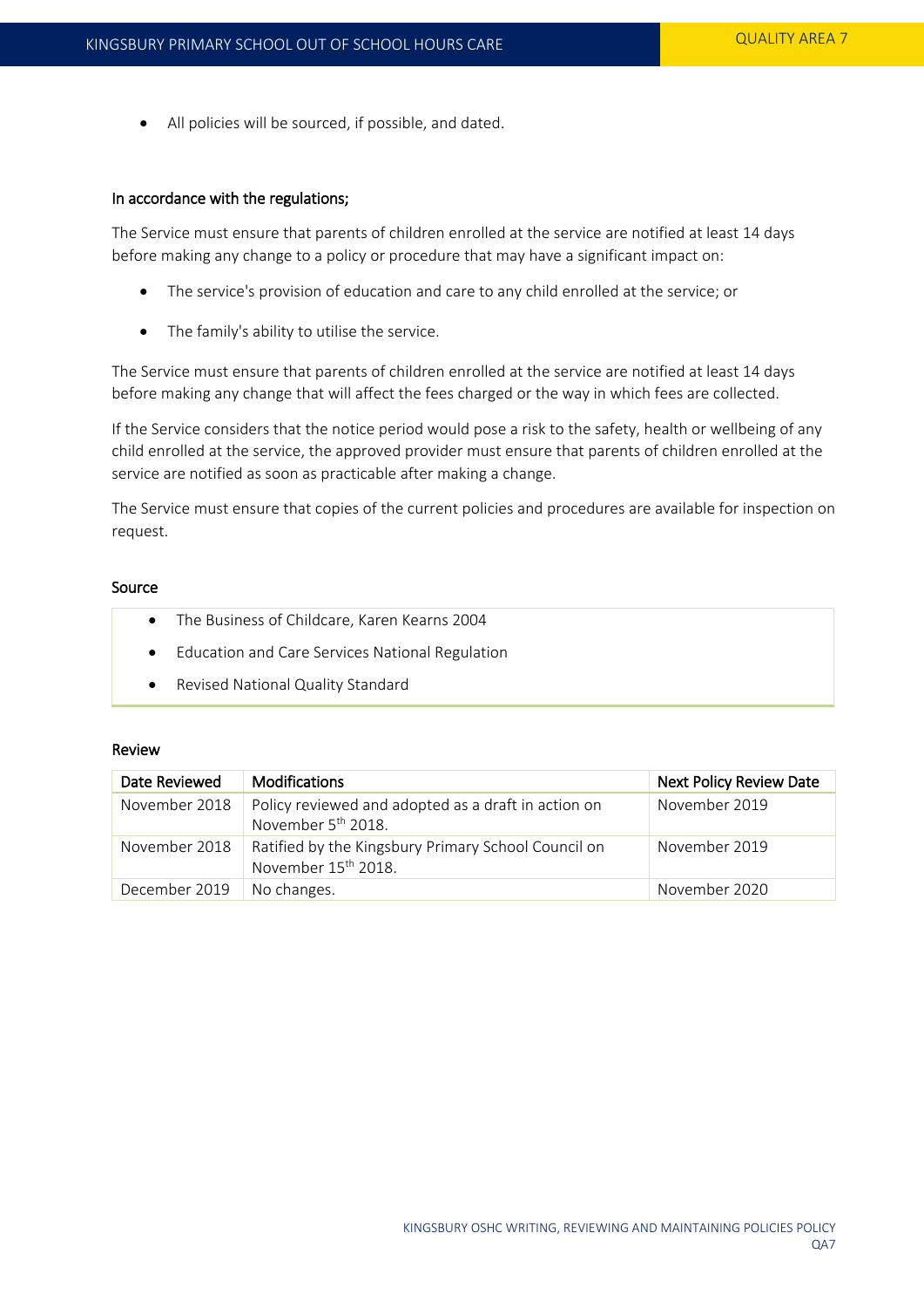- All policies will be sourced, if possible, and dated.

### In accordance with the regulations;

The Service must ensure that parents of children enrolled at the service are notified at least 14 days before making any change to a policy or procedure that may have a significant impact on:

- The service's provision of education and care to any child enrolled at the service; or
- The family's ability to utilise the service.

The Service must ensure that parents of children enrolled at the service are notified at least 14 days before making any change that will affect the fees charged or the way in which fees are collected.

If the Service considers that the notice period would pose a risk to the safety, health or wellbeing of any child enrolled at the service, the approved provider must ensure that parents of children enrolled at the service are notified as soon as practicable after making a change.

The Service must ensure that copies of the current policies and procedures are available for inspection on request.

### Source

- The Business of Childcare, Karen Kearns 2004
- Education and Care Services National Regulation
- Revised National Quality Standard

### Review

| Date Reviewed | Modifications | Next Policy Review Date |
|---|---|---|
| November 2018 | Policy reviewed and adopted as a draft in action on November 5th 2018. | November 2019 |
| November 2018 | Ratified by the Kingsbury Primary School Council on November 15th 2018. | November 2019 |
| December 2019 | No changes. | November 2020 |